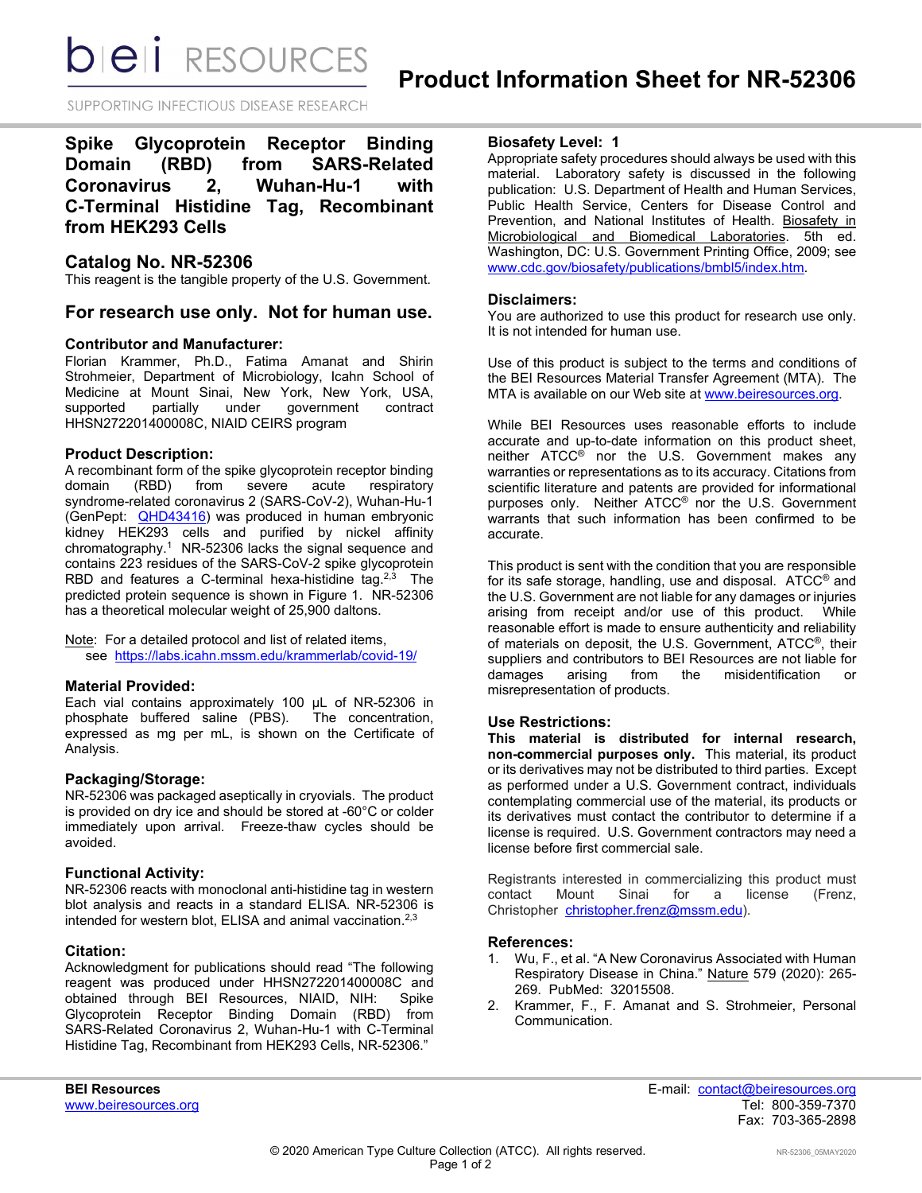# Product Information Sheet for NR-52306

## Spike Glycoprotein Receptor Binding Domain (RBD) from SARS-Related Coronavirus 2, Wuhan-Hu-1 with C-Terminal Histidine Tag, Recombinant from HEK293 Cells

## Catalog No. NR-52306

This reagent is the tangible property of the U.S. Government.

## For research use only. Not for human use.

### Contributor and Manufacturer:

Florian Krammer, Ph.D., Fatima Amanat and Shirin Strohmeier, Department of Microbiology, Icahn School of Medicine at Mount Sinai, New York, New York, USA, supported partially under government contract HHSN272201400008C, NIAID CEIRS program

### Product Description:

A recombinant form of the spike glycoprotein receptor binding domain (RBD) from severe acute respiratory syndrome-related coronavirus 2 (SARS-CoV-2), Wuhan-Hu-1 (GenPept: QHD43416) was produced in human embryonic kidney HEK293 cells and purified by nickel affinity chromatography.[1] NR-52306 lacks the signal sequence and contains 223 residues of the SARS-CoV-2 spike glycoprotein RBD and features a C-terminal hexa-histidine tag.[2,3] The predicted protein sequence is shown in Figure 1. NR-52306 has a theoretical molecular weight of 25,900 daltons.

Note: For a detailed protocol and list of related items, see https://labs.icahn.mssm.edu/krammerlab/covid-19/

### Material Provided:

Each vial contains approximately 100 µL of NR-52306 in phosphate buffered saline (PBS). The concentration, expressed as mg per mL, is shown on the Certificate of Analysis.

### Packaging/Storage:

NR-52306 was packaged aseptically in cryovials. The product is provided on dry ice and should be stored at -60°C or colder immediately upon arrival. Freeze-thaw cycles should be avoided.

### Functional Activity:

NR-52306 reacts with monoclonal anti-histidine tag in western blot analysis and reacts in a standard ELISA. NR-52306 is intended for western blot, ELISA and animal vaccination.[2,3]

### Citation:

Acknowledgment for publications should read "The following reagent was produced under HHSN272201400008C and obtained through BEI Resources, NIAID, NIH: Spike Glycoprotein Receptor Binding Domain (RBD) from SARS-Related Coronavirus 2, Wuhan-Hu-1 with C-Terminal Histidine Tag, Recombinant from HEK293 Cells, NR-52306."

### Biosafety Level: 1

Appropriate safety procedures should always be used with this material. Laboratory safety is discussed in the following publication: U.S. Department of Health and Human Services, Public Health Service, Centers for Disease Control and Prevention, and National Institutes of Health. Biosafety in Microbiological and Biomedical Laboratories. 5th ed. Washington, DC: U.S. Government Printing Office, 2009; see www.cdc.gov/biosafety/publications/bmbl5/index.htm.

### Disclaimers:

You are authorized to use this product for research use only. It is not intended for human use.

Use of this product is subject to the terms and conditions of the BEI Resources Material Transfer Agreement (MTA). The MTA is available on our Web site at www.beiresources.org.

While BEI Resources uses reasonable efforts to include accurate and up-to-date information on this product sheet, neither ATCC® nor the U.S. Government makes any warranties or representations as to its accuracy. Citations from scientific literature and patents are provided for informational purposes only. Neither ATCC® nor the U.S. Government warrants that such information has been confirmed to be accurate.

This product is sent with the condition that you are responsible for its safe storage, handling, use and disposal. ATCC® and the U.S. Government are not liable for any damages or injuries arising from receipt and/or use of this product. While reasonable effort is made to ensure authenticity and reliability of materials on deposit, the U.S. Government, ATCC®, their suppliers and contributors to BEI Resources are not liable for damages arising from the misidentification or misrepresentation of products.

### Use Restrictions:

**This material is distributed for internal research, non-commercial purposes only.** This material, its product or its derivatives may not be distributed to third parties. Except as performed under a U.S. Government contract, individuals contemplating commercial use of the material, its products or its derivatives must contact the contributor to determine if a license is required. U.S. Government contractors may need a license before first commercial sale.

Registrants interested in commercializing this product must contact Mount Sinai for a license (Frenz, Christopher christopher.frenz@mssm.edu).

### References:

1. Wu, F., et al. "A New Coronavirus Associated with Human Respiratory Disease in China." Nature 579 (2020): 265-269. PubMed: 32015508.
2. Krammer, F., F. Amanat and S. Strohmeier, Personal Communication.

**BEI Resources**
www.beiresources.org

E-mail: contact@beiresources.org
Tel: 800-359-7370
Fax: 703-365-2898

© 2020 American Type Culture Collection (ATCC). All rights reserved.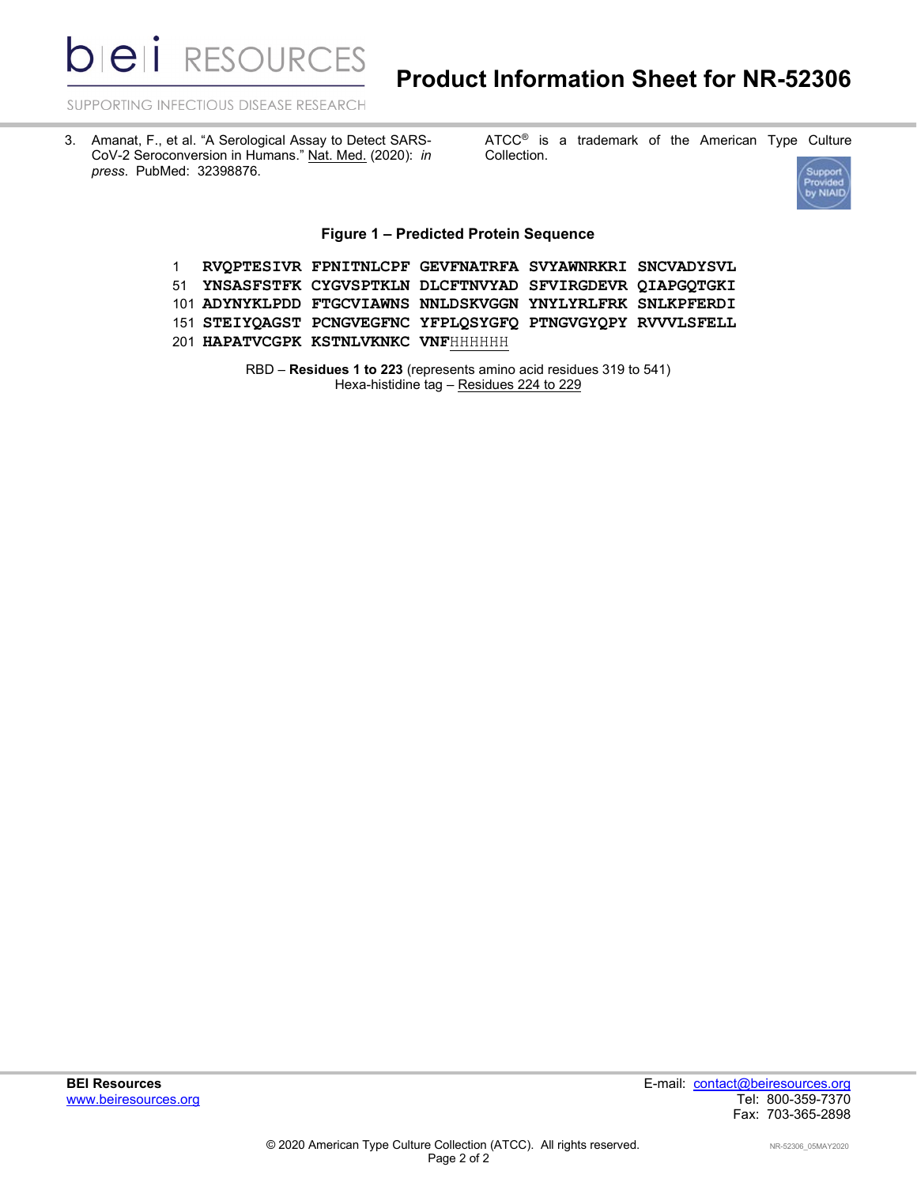3. Amanat, F., et al. "A Serological Assay to Detect SARS-CoV-2 Seroconversion in Humans." Nat. Med. (2020): *in press*. PubMed: 32398876.

ATCC® is a trademark of the American Type Culture Collection.

### Figure 1 – Predicted Protein Sequence

```
1   RVQPTESIVR FPNITNLCPF GEVFNATRFA SVYAWNRKRI SNCVADYSVL
51  YNSASFSTFK CYGVSPTKLN DLCFTNVYAD SFVIRGDEVR QIAPGQTGKI
101 ADYNYKLPDD FTGCVIAWNS NNLDSKVGGN YNYLYRLFRK SNLKPFERDI
151 STEIYQAGST PCNGVEGFNC YFPLQSYGFQ PTNGVGYQPY RVVVLSFELL
201 HAPATVCGPK KSTNLVKNKC VNFHHHHHH
```

RBD – **Residues 1 to 223** (represents amino acid residues 319 to 541)
Hexa-histidine tag – Residues 224 to 229